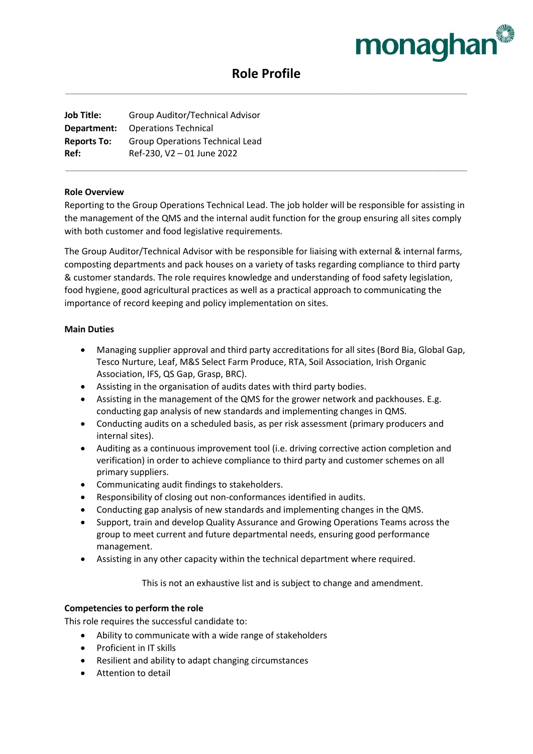monaghan

# Role Profile

**Job Title:** Group Auditor/Technical Advisor
**Department:** Operations Technical
**Reports To:** Group Operations Technical Lead
**Ref:** Ref-230, V2 – 01 June 2022

## Role Overview

Reporting to the Group Operations Technical Lead. The job holder will be responsible for assisting in the management of the QMS and the internal audit function for the group ensuring all sites comply with both customer and food legislative requirements.

The Group Auditor/Technical Advisor with be responsible for liaising with external & internal farms, composting departments and pack houses on a variety of tasks regarding compliance to third party & customer standards. The role requires knowledge and understanding of food safety legislation, food hygiene, good agricultural practices as well as a practical approach to communicating the importance of record keeping and policy implementation on sites.

## Main Duties

- Managing supplier approval and third party accreditations for all sites (Bord Bia, Global Gap, Tesco Nurture, Leaf, M&S Select Farm Produce, RTA, Soil Association, Irish Organic Association, IFS, QS Gap, Grasp, BRC).
- Assisting in the organisation of audits dates with third party bodies.
- Assisting in the management of the QMS for the grower network and packhouses. E.g. conducting gap analysis of new standards and implementing changes in QMS.
- Conducting audits on a scheduled basis, as per risk assessment (primary producers and internal sites).
- Auditing as a continuous improvement tool (i.e. driving corrective action completion and verification) in order to achieve compliance to third party and customer schemes on all primary suppliers.
- Communicating audit findings to stakeholders.
- Responsibility of closing out non-conformances identified in audits.
- Conducting gap analysis of new standards and implementing changes in the QMS.
- Support, train and develop Quality Assurance and Growing Operations Teams across the group to meet current and future departmental needs, ensuring good performance management.
- Assisting in any other capacity within the technical department where required.

This is not an exhaustive list and is subject to change and amendment.

## Competencies to perform the role

This role requires the successful candidate to:

- Ability to communicate with a wide range of stakeholders
- Proficient in IT skills
- Resilient and ability to adapt changing circumstances
- Attention to detail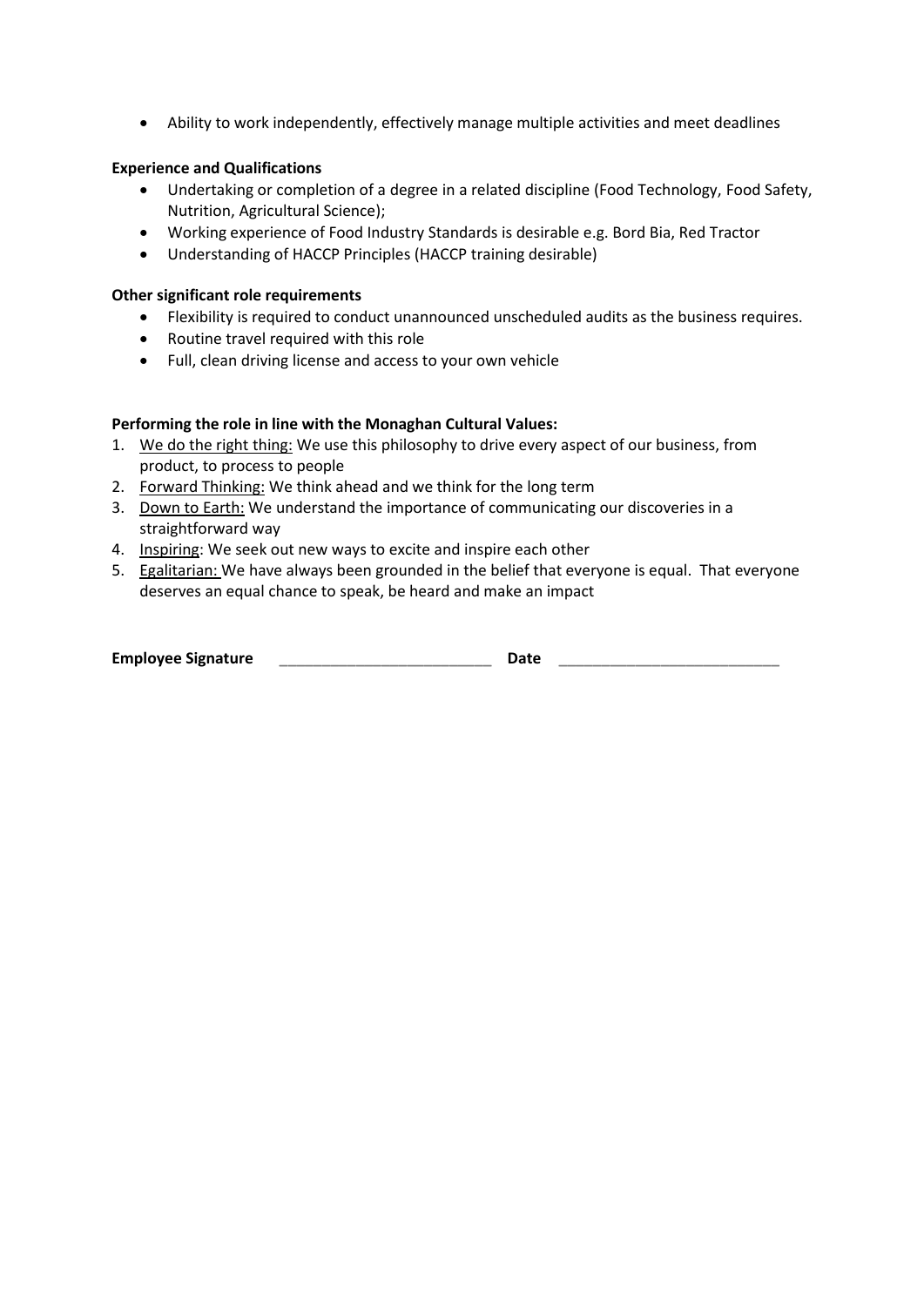- Ability to work independently, effectively manage multiple activities and meet deadlines

**Experience and Qualifications**

- Undertaking or completion of a degree in a related discipline (Food Technology, Food Safety, Nutrition, Agricultural Science);
- Working experience of Food Industry Standards is desirable e.g. Bord Bia, Red Tractor
- Understanding of HACCP Principles (HACCP training desirable)

**Other significant role requirements**

- Flexibility is required to conduct unannounced unscheduled audits as the business requires.
- Routine travel required with this role
- Full, clean driving license and access to your own vehicle

**Performing the role in line with the Monaghan Cultural Values:**

1. <u>We do the right thing:</u> We use this philosophy to drive every aspect of our business, from product, to process to people
2. <u>Forward Thinking:</u> We think ahead and we think for the long term
3. <u>Down to Earth:</u> We understand the importance of communicating our discoveries in a straightforward way
4. <u>Inspiring</u>: We seek out new ways to excite and inspire each other
5. <u>Egalitarian:</u> We have always been grounded in the belief that everyone is equal. That everyone deserves an equal chance to speak, be heard and make an impact

**Employee Signature** __________________________ **Date** ___________________________